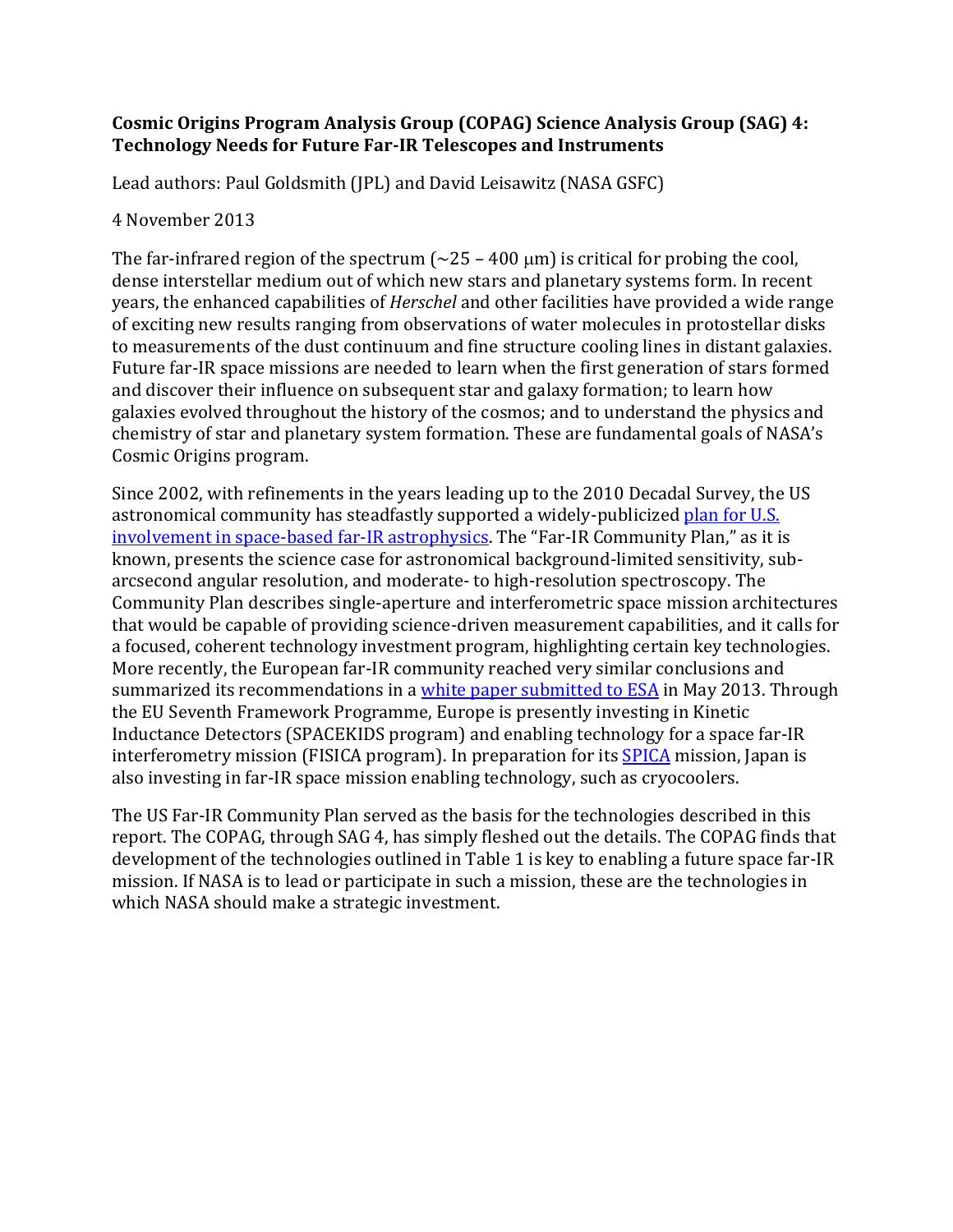**Cosmic Origins Program Analysis Group (COPAG) Science Analysis Group (SAG) 4: Technology Needs for Future Far-IR Telescopes and Instruments**

Lead authors: Paul Goldsmith (JPL) and David Leisawitz (NASA GSFC)

4 November 2013

The far-infrared region of the spectrum (~25 – 400 μm) is critical for probing the cool, dense interstellar medium out of which new stars and planetary systems form. In recent years, the enhanced capabilities of *Herschel* and other facilities have provided a wide range of exciting new results ranging from observations of water molecules in protostellar disks to measurements of the dust continuum and fine structure cooling lines in distant galaxies. Future far-IR space missions are needed to learn when the first generation of stars formed and discover their influence on subsequent star and galaxy formation; to learn how galaxies evolved throughout the history of the cosmos; and to understand the physics and chemistry of star and planetary system formation. These are fundamental goals of NASA's Cosmic Origins program.

Since 2002, with refinements in the years leading up to the 2010 Decadal Survey, the US astronomical community has steadfastly supported a widely-publicized plan for U.S. involvement in space-based far-IR astrophysics. The "Far-IR Community Plan," as it is known, presents the science case for astronomical background-limited sensitivity, sub-arcsecond angular resolution, and moderate- to high-resolution spectroscopy. The Community Plan describes single-aperture and interferometric space mission architectures that would be capable of providing science-driven measurement capabilities, and it calls for a focused, coherent technology investment program, highlighting certain key technologies. More recently, the European far-IR community reached very similar conclusions and summarized its recommendations in a white paper submitted to ESA in May 2013. Through the EU Seventh Framework Programme, Europe is presently investing in Kinetic Inductance Detectors (SPACEKIDS program) and enabling technology for a space far-IR interferometry mission (FISICA program). In preparation for its SPICA mission, Japan is also investing in far-IR space mission enabling technology, such as cryocoolers.

The US Far-IR Community Plan served as the basis for the technologies described in this report. The COPAG, through SAG 4, has simply fleshed out the details. The COPAG finds that development of the technologies outlined in Table 1 is key to enabling a future space far-IR mission. If NASA is to lead or participate in such a mission, these are the technologies in which NASA should make a strategic investment.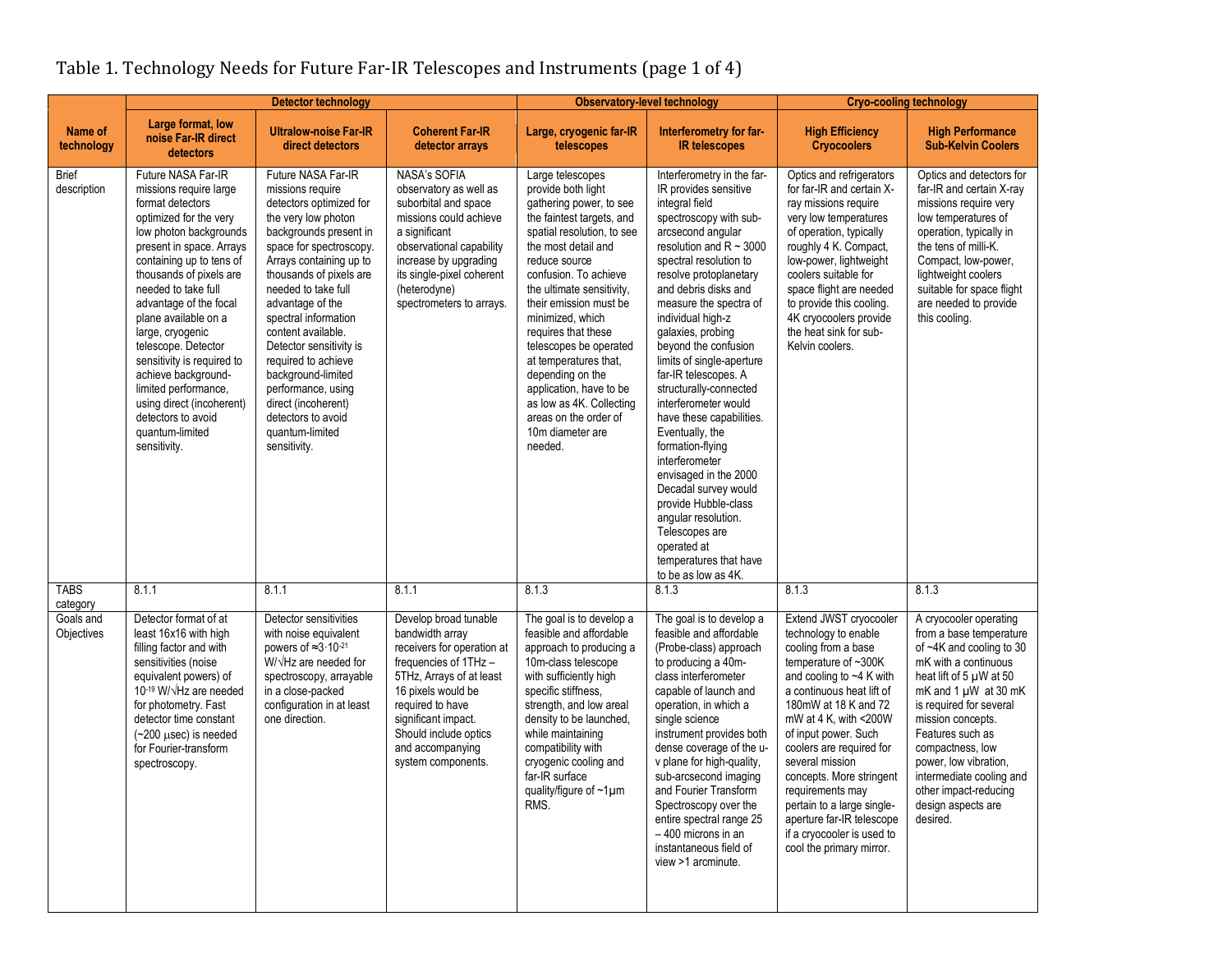# Table 1. Technology Needs for Future Far-IR Telescopes and Instruments (page 1 of 4)

| Name of technology | Detector technology | | | Observatory-level technology | | Cryo-cooling technology | |
|---|---|---|---|---|---|---|---|
| | **Large format, low noise Far-IR direct detectors** | **Ultralow-noise Far-IR direct detectors** | **Coherent Far-IR detector arrays** | **Large, cryogenic far-IR telescopes** | **Interferometry for far-IR telescopes** | **High Efficiency Cryocoolers** | **High Performance Sub-Kelvin Coolers** |
| Brief description | Future NASA Far-IR missions require large format detectors optimized for the very low photon backgrounds present in space. Arrays containing up to tens of thousands of pixels are needed to take full advantage of the focal plane available on a large, cryogenic telescope. Detector sensitivity is required to achieve background-limited performance, using direct (incoherent) detectors to avoid quantum-limited sensitivity. | Future NASA Far-IR missions require detectors optimized for the very low photon backgrounds present in space for spectroscopy. Arrays containing up to thousands of pixels are needed to take full advantage of the spectral information content available. Detector sensitivity is required to achieve background-limited performance, using direct (incoherent) detectors to avoid quantum-limited sensitivity. | NASA's SOFIA observatory as well as suborbital and space missions could achieve a significant observational capability increase by upgrading its single-pixel coherent (heterodyne) spectrometers to arrays. | Large telescopes provide both light gathering power, to see the faintest targets, and spatial resolution, to see the most detail and reduce source confusion. To achieve the ultimate sensitivity, their emission must be minimized, which requires that these telescopes be operated at temperatures that, depending on the application, have to be as low as 4K. Collecting areas on the order of 10m diameter are needed. | Interferometry in the far-IR provides sensitive integral field spectroscopy with sub-arcsecond angular resolution and R ~ 3000 spectral resolution to resolve protoplanetary and debris disks and measure the spectra of individual high-z galaxies, probing beyond the confusion limits of single-aperture far-IR telescopes. A structurally-connected interferometer would have these capabilities. Eventually, the formation-flying interferometer envisaged in the 2000 Decadal survey would provide Hubble-class angular resolution. Telescopes are operated at temperatures that have to be as low as 4K. | Optics and refrigerators for far-IR and certain X-ray missions require very low temperatures of operation, typically roughly 4 K. Compact, low-power, lightweight coolers suitable for space flight are needed to provide this cooling. 4K cryocoolers provide the heat sink for sub-Kelvin coolers. | Optics and detectors for far-IR and certain X-ray missions require very low temperatures of operation, typically in the tens of milli-K. Compact, low-power, lightweight coolers suitable for space flight are needed to provide this cooling. |
| TABS category | 8.1.1 | 8.1.1 | 8.1.1 | 8.1.3 | 8.1.3 | 8.1.3 | 8.1.3 |
| Goals and Objectives | Detector format of at least 16x16 with high filling factor and with sensitivities (noise equivalent powers) of $10^{-19}$ W/√Hz are needed for photometry. Fast detector time constant (~200 μsec) is needed for Fourier-transform spectroscopy. | Detector sensitivities with noise equivalent powers of $\approx 3 \cdot 10^{-21}$ W/√Hz are needed for spectroscopy, arrayable in a close-packed configuration in at least one direction. | Develop broad tunable bandwidth array receivers for operation at frequencies of 1THz – 5THz, Arrays of at least 16 pixels would be required to have significant impact. Should include optics and accompanying system components. | The goal is to develop a feasible and affordable approach to producing a 10m-class telescope with sufficiently high specific stiffness, strength, and low areal density to be launched, while maintaining compatibility with cryogenic cooling and far-IR surface quality/figure of ~1μm RMS. | The goal is to develop a feasible and affordable (Probe-class) approach to producing a 40m-class interferometer capable of launch and operation, in which a single science instrument provides both dense coverage of the u-v plane for high-quality, sub-arcsecond imaging and Fourier Transform Spectroscopy over the entire spectral range 25 – 400 microns in an instantaneous field of view >1 arcminute. | Extend JWST cryocooler technology to enable cooling from a base temperature of ~300K and cooling to ~4 K with a continuous heat lift of 180mW at 18 K and 72 mW at 4 K, with <200W of input power. Such coolers are required for several mission concepts. More stringent requirements may pertain to a large single-aperture far-IR telescope if a cryocooler is used to cool the primary mirror. | A cryocooler operating from a base temperature of ~4K and cooling to 30 mK with a continuous heat lift of 5 μW at 50 mK and 1 μW at 30 mK is required for several mission concepts. Features such as compactness, low power, low vibration, intermediate cooling and other impact-reducing design aspects are desired. |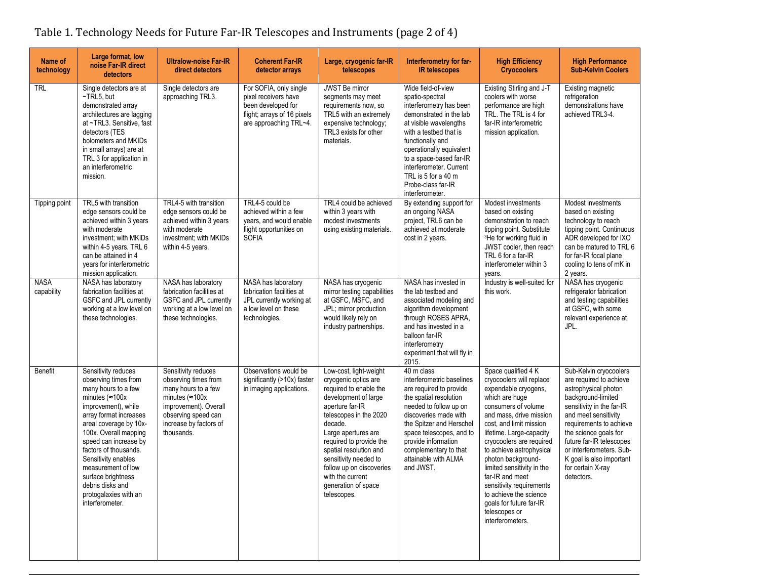Table 1. Technology Needs for Future Far-IR Telescopes and Instruments (page 2 of 4)

| Name of technology | Large format, low noise Far-IR direct detectors | Ultralow-noise Far-IR direct detectors | Coherent Far-IR detector arrays | Large, cryogenic far-IR telescopes | Interferometry for far-IR telescopes | High Efficiency Cryocoolers | High Performance Sub-Kelvin Coolers |
|---|---|---|---|---|---|---|---|
| TRL | Single detectors are at ~TRL5, but demonstrated array architectures are lagging at ~TRL3. Sensitive, fast detectors (TES bolometers and MKIDs in small arrays) are at TRL 3 for application in an interferometric mission. | Single detectors are approaching TRL3. | For SOFIA, only single pixel receivers have been developed for flight; arrays of 16 pixels are approaching TRL~4. | JWST Be mirror segments may meet requirements now, so TRL5 with an extremely expensive technology; TRL3 exists for other materials. | Wide field-of-view spatio-spectral interferometry has been demonstrated in the lab at visible wavelengths with a testbed that is functionally and operationally equivalent to a space-based far-IR interferometer. Current TRL is 5 for a 40 m Probe-class far-IR interferometer. | Existing Stirling and J-T coolers with worse performance are high TRL. The TRL is 4 for far-IR interferometric mission application. | Existing magnetic refrigeration demonstrations have achieved TRL3-4. |
| Tipping point | TRL5 with transition edge sensors could be achieved within 3 years with moderate investment; with MKIDs within 4-5 years. TRL 6 can be attained in 4 years for interferometric mission application. | TRL4-5 with transition edge sensors could be achieved within 3 years with moderate investment; with MKIDs within 4-5 years. | TRL4-5 could be achieved within a few years, and would enable flight opportunities on SOFIA | TRL4 could be achieved within 3 years with modest investments using existing materials. | By extending support for an ongoing NASA project, TRL6 can be achieved at moderate cost in 2 years. | Modest investments based on existing demonstration to reach tipping point. Substitute $^3$He for working fluid in JWST cooler, then reach TRL 6 for a far-IR interferometer within 3 years. | Modest investments based on existing technology to reach tipping point. Continuous ADR developed for IXO can be matured to TRL 6 for far-IR focal plane cooling to tens of mK in 2 years. |
| NASA capability | NASA has laboratory fabrication facilities at GSFC and JPL currently working at a low level on these technologies. | NASA has laboratory fabrication facilities at GSFC and JPL currently working at a low level on these technologies. | NASA has laboratory fabrication facilities at JPL currently working at a low level on these technologies. | NASA has cryogenic mirror testing capabilities at GSFC, MSFC, and JPL; mirror production would likely rely on industry partnerships. | NASA has invested in the lab testbed and associated modeling and algorithm development through ROSES APRA, and has invested in a balloon far-IR interferometry experiment that will fly in 2015. | Industry is well-suited for this work. | NASA has cryogenic refrigerator fabrication and testing capabilities at GSFC, with some relevant experience at JPL. |
| Benefit | Sensitivity reduces observing times from many hours to a few minutes (≈100x improvement), while array format increases areal coverage by 10x-100x. Overall mapping speed can increase by factors of thousands. Sensitivity enables measurement of low surface brightness debris disks and protogalaxies with an interferometer. | Sensitivity reduces observing times from many hours to a few minutes (≈100x improvement). Overall observing speed can increase by factors of thousands. | Observations would be significantly (>10x) faster in imaging applications. | Low-cost, light-weight cryogenic optics are required to enable the development of large aperture far-IR telescopes in the 2020 decade. Large apertures are required to provide the spatial resolution and sensitivity needed to follow up on discoveries with the current generation of space telescopes. | 40 m class interferometric baselines are required to provide the spatial resolution needed to follow up on discoveries made with the Spitzer and Herschel space telescopes, and to provide information complementary to that attainable with ALMA and JWST. | Space qualified 4 K cryocoolers will replace expendable cryogens, which are huge consumers of volume and mass, drive mission cost, and limit mission lifetime. Large-capacity cryocoolers are required to achieve astrophysical photon background-limited sensitivity in the far-IR and meet sensitivity requirements to achieve the science goals for future far-IR telescopes or interferometers. | Sub-Kelvin cryocoolers are required to achieve astrophysical photon background-limited sensitivity in the far-IR and meet sensitivity requirements to achieve the science goals for future far-IR telescopes or interferometers. Sub-K goal is also important for certain X-ray detectors. |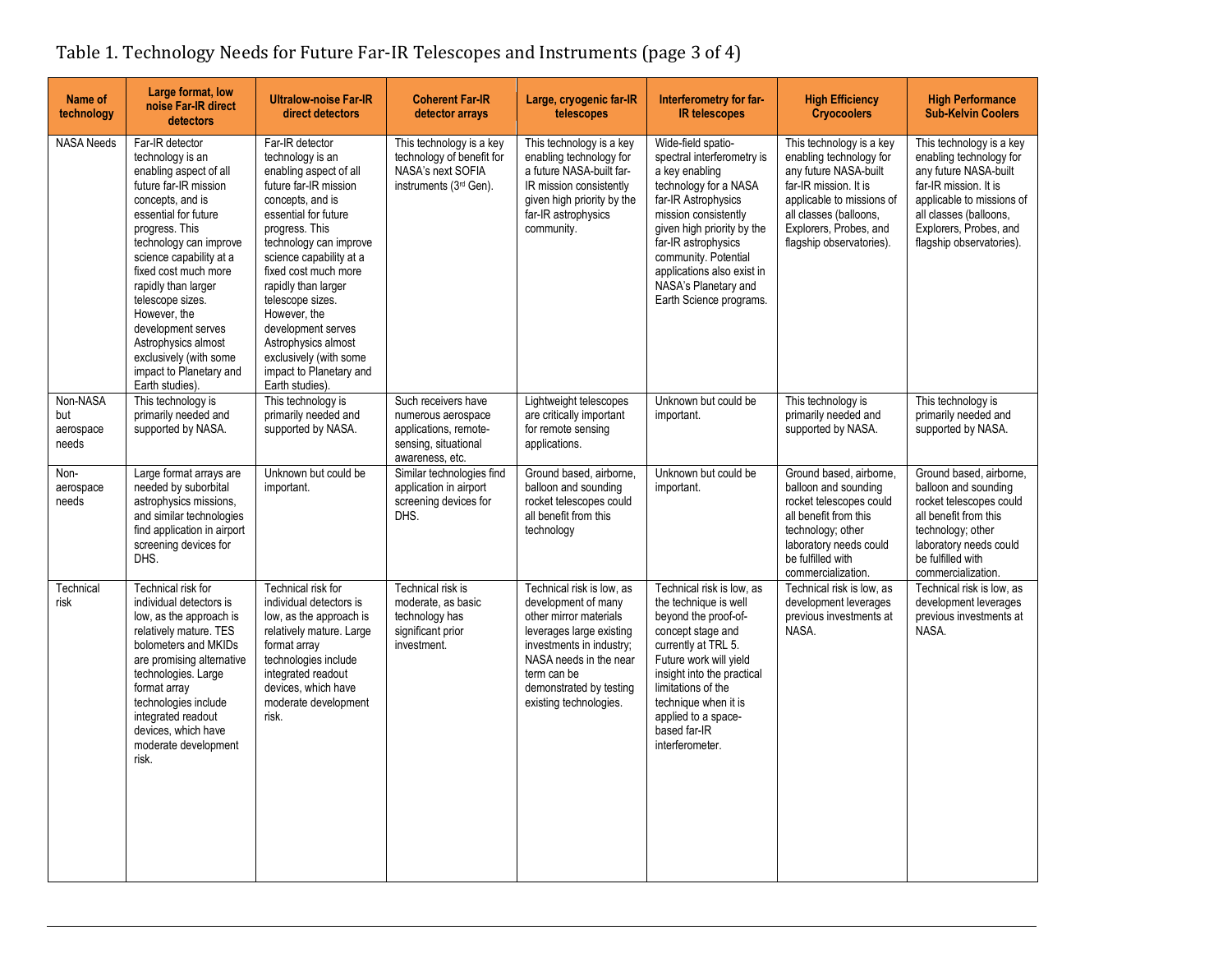Table 1. Technology Needs for Future Far-IR Telescopes and Instruments (page 3 of 4)

| Name of technology | Large format, low noise Far-IR direct detectors | Ultralow-noise Far-IR direct detectors | Coherent Far-IR detector arrays | Large, cryogenic far-IR telescopes | Interferometry for far-IR telescopes | High Efficiency Cryocoolers | High Performance Sub-Kelvin Coolers |
|---|---|---|---|---|---|---|---|
| NASA Needs | Far-IR detector technology is an enabling aspect of all future far-IR mission concepts, and is essential for future progress. This technology can improve science capability at a fixed cost much more rapidly than larger telescope sizes. However, the development serves Astrophysics almost exclusively (with some impact to Planetary and Earth studies). | Far-IR detector technology is an enabling aspect of all future far-IR mission concepts, and is essential for future progress. This technology can improve science capability at a fixed cost much more rapidly than larger telescope sizes. However, the development serves Astrophysics almost exclusively (with some impact to Planetary and Earth studies). | This technology is a key technology of benefit for NASA's next SOFIA instruments (3rd Gen). | This technology is a key enabling technology for a future NASA-built far-IR mission consistently given high priority by the far-IR astrophysics community. | Wide-field spatio-spectral interferometry is a key enabling technology for a NASA far-IR Astrophysics mission consistently given high priority by the far-IR astrophysics community. Potential applications also exist in NASA's Planetary and Earth Science programs. | This technology is a key enabling technology for any future NASA-built far-IR mission. It is applicable to missions of all classes (balloons, Explorers, Probes, and flagship observatories). | This technology is a key enabling technology for any future NASA-built far-IR mission. It is applicable to missions of all classes (balloons, Explorers, Probes, and flagship observatories). |
| Non-NASA but aerospace needs | This technology is primarily needed and supported by NASA. | This technology is primarily needed and supported by NASA. | Such receivers have numerous aerospace applications, remote-sensing, situational awareness, etc. | Lightweight telescopes are critically important for remote sensing applications. | Unknown but could be important. | This technology is primarily needed and supported by NASA. | This technology is primarily needed and supported by NASA. |
| Non-aerospace needs | Large format arrays are needed by suborbital astrophysics missions, and similar technologies find application in airport screening devices for DHS. | Unknown but could be important. | Similar technologies find application in airport screening devices for DHS. | Ground based, airborne, balloon and sounding rocket telescopes could all benefit from this technology | Unknown but could be important. | Ground based, airborne, balloon and sounding rocket telescopes could all benefit from this technology; other laboratory needs could be fulfilled with commercialization. | Ground based, airborne, balloon and sounding rocket telescopes could all benefit from this technology; other laboratory needs could be fulfilled with commercialization. |
| Technical risk | Technical risk for individual detectors is low, as the approach is relatively mature. TES bolometers and MKIDs are promising alternative technologies. Large format array technologies include integrated readout devices, which have moderate development risk. | Technical risk for individual detectors is low, as the approach is relatively mature. Large format array technologies include integrated readout devices, which have moderate development risk. | Technical risk is moderate, as basic technology has significant prior investment. | Technical risk is low, as development of many other mirror materials leverages large existing investments in industry; NASA needs in the near term can be demonstrated by testing existing technologies. | Technical risk is low, as the technique is well beyond the proof-of-concept stage and currently at TRL 5. Future work will yield insight into the practical limitations of the technique when it is applied to a space-based far-IR interferometer. | Technical risk is low, as development leverages previous investments at NASA. | Technical risk is low, as development leverages previous investments at NASA. |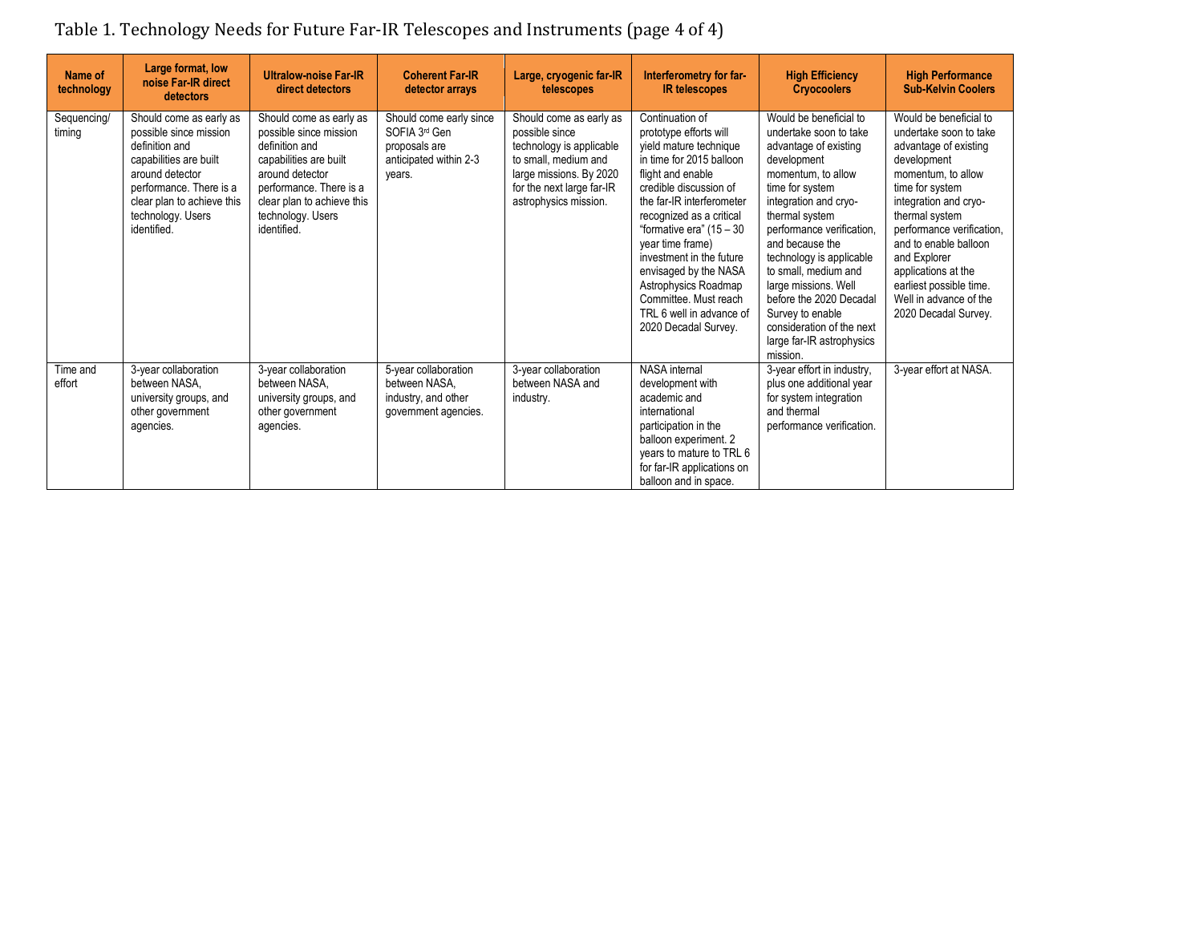Table 1. Technology Needs for Future Far-IR Telescopes and Instruments (page 4 of 4)

| Name of technology | Large format, low noise Far-IR direct detectors | Ultralow-noise Far-IR direct detectors | Coherent Far-IR detector arrays | Large, cryogenic far-IR telescopes | Interferometry for far-IR telescopes | High Efficiency Cryocoolers | High Performance Sub-Kelvin Coolers |
|---|---|---|---|---|---|---|---|
| Sequencing/ timing | Should come as early as possible since mission definition and capabilities are built around detector performance. There is a clear plan to achieve this technology. Users identified. | Should come as early as possible since mission definition and capabilities are built around detector performance. There is a clear plan to achieve this technology. Users identified. | Should come early since SOFIA 3rd Gen proposals are anticipated within 2-3 years. | Should come as early as possible since technology is applicable to small, medium and large missions. By 2020 for the next large far-IR astrophysics mission. | Continuation of prototype efforts will yield mature technique in time for 2015 balloon flight and enable credible discussion of the far-IR interferometer recognized as a critical "formative era" (15 – 30 year time frame) investment in the future envisaged by the NASA Astrophysics Roadmap Committee. Must reach TRL 6 well in advance of 2020 Decadal Survey. | Would be beneficial to undertake soon to take advantage of existing development momentum, to allow time for system integration and cryo-thermal system performance verification, and because the technology is applicable to small, medium and large missions. Well before the 2020 Decadal Survey to enable consideration of the next large far-IR astrophysics mission. | Would be beneficial to undertake soon to take advantage of existing development momentum, to allow time for system integration and cryo-thermal system performance verification, and to enable balloon and Explorer applications at the earliest possible time. Well in advance of the 2020 Decadal Survey. |
| Time and effort | 3-year collaboration between NASA, university groups, and other government agencies. | 3-year collaboration between NASA, university groups, and other government agencies. | 5-year collaboration between NASA, industry, and other government agencies. | 3-year collaboration between NASA and industry. | NASA internal development with academic and international participation in the balloon experiment. 2 years to mature to TRL 6 for far-IR applications on balloon and in space. | 3-year effort in industry, plus one additional year for system integration and thermal performance verification. | 3-year effort at NASA. |